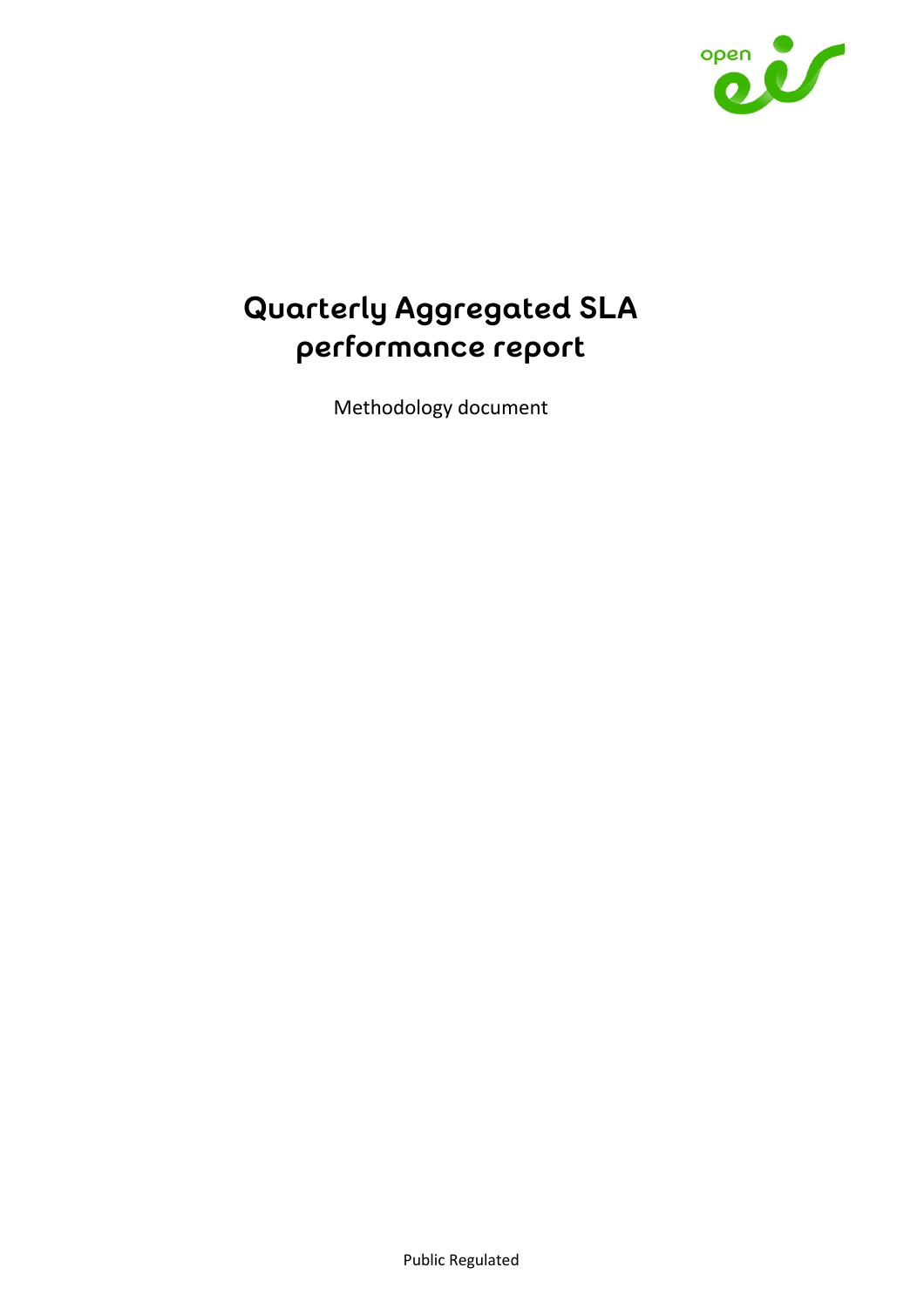# Quarterly Aggregated SLA performance report

Methodology document

Public Regulated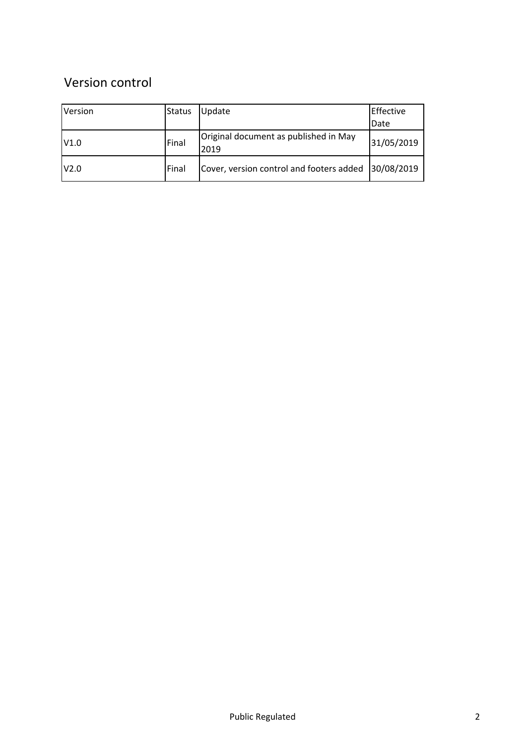## Version control

| Version | Status | Update | Effective Date |
|---|---|---|---|
| V1.0 | Final | Original document as published in May 2019 | 31/05/2019 |
| V2.0 | Final | Cover, version control and footers added | 30/08/2019 |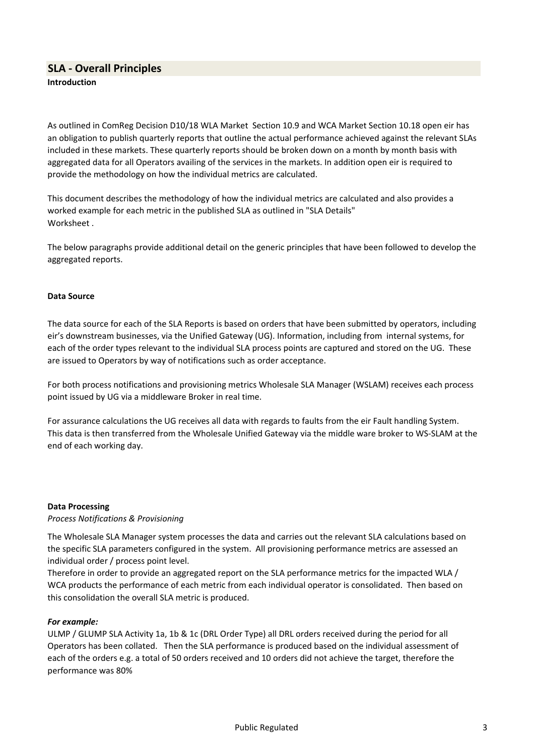## SLA - Overall Principles

**Introduction**

As outlined in ComReg Decision D10/18 WLA Market  Section 10.9 and WCA Market Section 10.18 open eir has an obligation to publish quarterly reports that outline the actual performance achieved against the relevant SLAs included in these markets. These quarterly reports should be broken down on a month by month basis with aggregated data for all Operators availing of the services in the markets. In addition open eir is required to provide the methodology on how the individual metrics are calculated.

This document describes the methodology of how the individual metrics are calculated and also provides a worked example for each metric in the published SLA as outlined in "SLA Details" Worksheet .

The below paragraphs provide additional detail on the generic principles that have been followed to develop the aggregated reports.

**Data Source**

The data source for each of the SLA Reports is based on orders that have been submitted by operators, including eir's downstream businesses, via the Unified Gateway (UG). Information, including from  internal systems, for each of the order types relevant to the individual SLA process points are captured and stored on the UG.  These are issued to Operators by way of notifications such as order acceptance.

For both process notifications and provisioning metrics Wholesale SLA Manager (WSLAM) receives each process point issued by UG via a middleware Broker in real time.

For assurance calculations the UG receives all data with regards to faults from the eir Fault handling System. This data is then transferred from the Wholesale Unified Gateway via the middle ware broker to WS-SLAM at the end of each working day.

**Data Processing**

*Process Notifications & Provisioning*

The Wholesale SLA Manager system processes the data and carries out the relevant SLA calculations based on the specific SLA parameters configured in the system.  All provisioning performance metrics are assessed an individual order / process point level.
Therefore in order to provide an aggregated report on the SLA performance metrics for the impacted WLA / WCA products the performance of each metric from each individual operator is consolidated.  Then based on this consolidation the overall SLA metric is produced.

***For example:***
ULMP / GLUMP SLA Activity 1a, 1b & 1c (DRL Order Type) all DRL orders received during the period for all Operators has been collated.   Then the SLA performance is produced based on the individual assessment of each of the orders e.g. a total of 50 orders received and 10 orders did not achieve the target, therefore the performance was 80%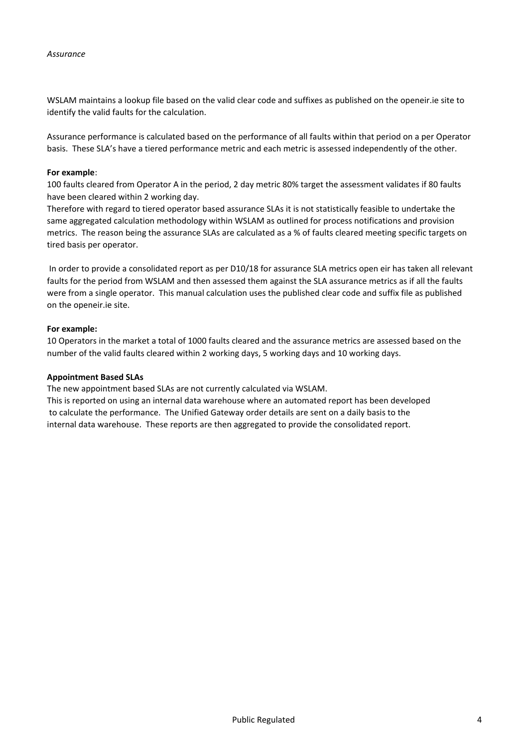*Assurance*

WSLAM maintains a lookup file based on the valid clear code and suffixes as published on the openeir.ie site to identify the valid faults for the calculation.

Assurance performance is calculated based on the performance of all faults within that period on a per Operator basis. These SLA's have a tiered performance metric and each metric is assessed independently of the other.

**For example**:
100 faults cleared from Operator A in the period, 2 day metric 80% target the assessment validates if 80 faults have been cleared within 2 working day.
Therefore with regard to tiered operator based assurance SLAs it is not statistically feasible to undertake the same aggregated calculation methodology within WSLAM as outlined for process notifications and provision metrics. The reason being the assurance SLAs are calculated as a % of faults cleared meeting specific targets on tired basis per operator.

In order to provide a consolidated report as per D10/18 for assurance SLA metrics open eir has taken all relevant faults for the period from WSLAM and then assessed them against the SLA assurance metrics as if all the faults were from a single operator. This manual calculation uses the published clear code and suffix file as published on the openeir.ie site.

**For example:**
10 Operators in the market a total of 1000 faults cleared and the assurance metrics are assessed based on the number of the valid faults cleared within 2 working days, 5 working days and 10 working days.

**Appointment Based SLAs**
The new appointment based SLAs are not currently calculated via WSLAM.
This is reported on using an internal data warehouse where an automated report has been developed to calculate the performance. The Unified Gateway order details are sent on a daily basis to the internal data warehouse. These reports are then aggregated to provide the consolidated report.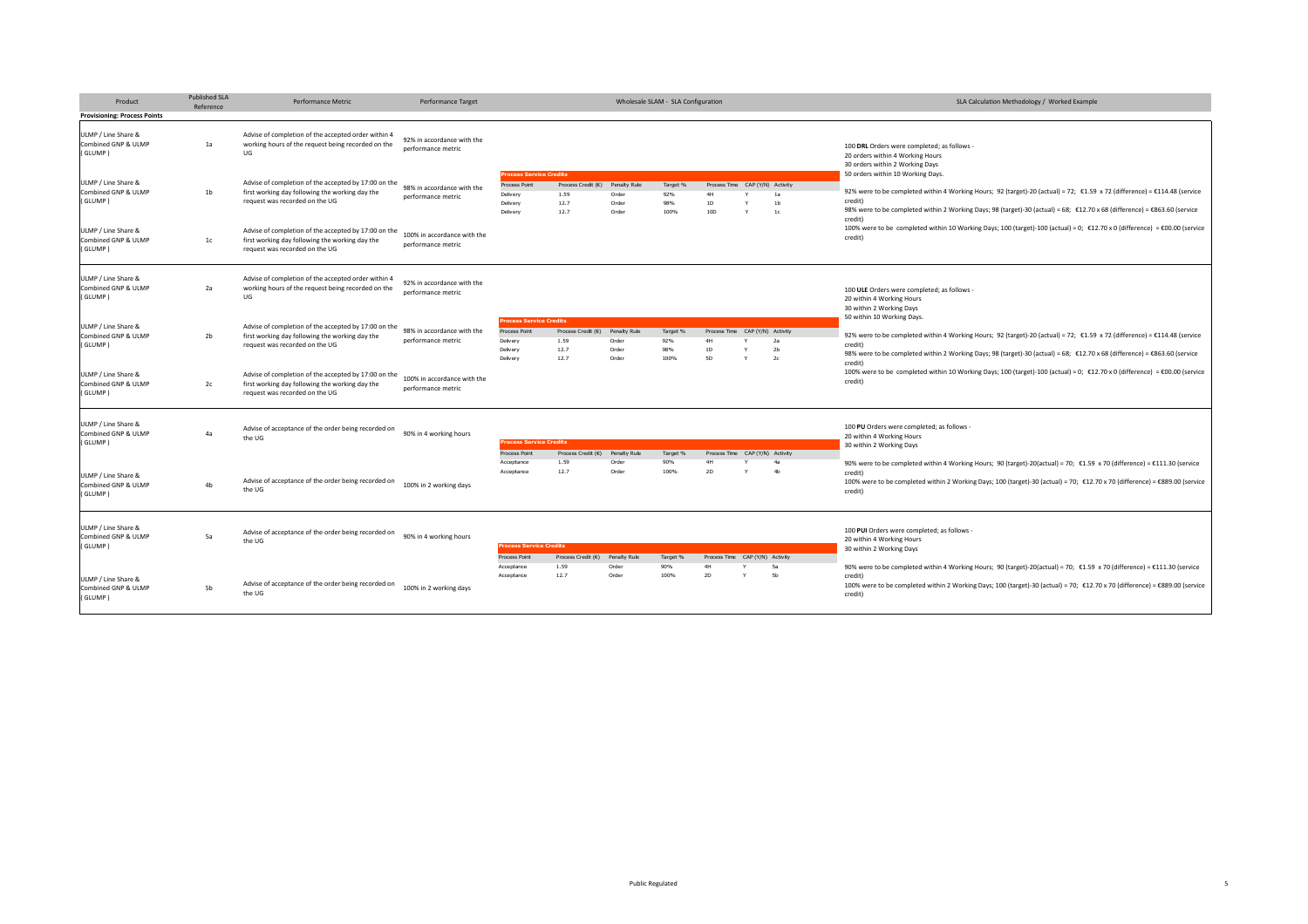| Product | Published SLA Reference | Performance Metric | Performance Target | Wholesale SLAM - SLA Configuration | SLA Calculation Methodology / Worked Example |
|---|---|---|---|---|---|
| **Provisioning: Process Points** | | | | | |
| ULMP / Line Share & Combined GNP & ULMP ( GLUMP ) | 1a | Advise of completion of the accepted order within 4 working hours of the request being recorded on the UG | 92% in accordance with the performance metric | **Process Service Credits**<br>Process Point / Process Credit (€) / Penalty Rule / Target % / Process Time / CAP (Y/N) / Activity<br>Delivery / 1.59 / Order / 92% / 4H / Y / 1a<br>Delivery / 12.7 / Order / 98% / 1D / Y / 1b<br>Delivery / 12.7 / Order / 100% / 10D / Y / 1c | 100 **DRL** Orders were completed; as follows -<br>20 orders within 4 Working Hours<br>30 orders within 2 Working Days<br>50 orders within 10 Working Days.<br>92% were to be completed within 4 Working Hours; 92 (target)-20 (actual) = 72; €1.59 x 72 (difference) = €114.48 (service credit)<br>98% were to be completed within 2 Working Days; 98 (target)-30 (actual) = 68; €12.70 x 68 (difference) = €863.60 (service credit)<br>100% were to be completed within 10 Working Days; 100 (target)-100 (actual) = 0; €12.70 x 0 (difference) = €00.00 (service credit) |
| ULMP / Line Share & Combined GNP & ULMP ( GLUMP ) | 1b | Advise of completion of the accepted by 17:00 on the first working day following the working day the request was recorded on the UG | 98% in accordance with the performance metric | | |
| ULMP / Line Share & Combined GNP & ULMP ( GLUMP ) | 1c | Advise of completion of the accepted by 17:00 on the first working day following the working day the request was recorded on the UG | 100% in accordance with the performance metric | | |
| ULMP / Line Share & Combined GNP & ULMP ( GLUMP ) | 2a | Advise of completion of the accepted order within 4 working hours of the request being recorded on the UG | 92% in accordance with the performance metric | **Process Service Credits**<br>Process Point / Process Credit (€) / Penalty Rule / Target % / Process Time / CAP (Y/N) / Activity<br>Delivery / 1.59 / Order / 92% / 4H / Y / 2a<br>Delivery / 12.7 / Order / 98% / 1D / Y / 2b<br>Delivery / 12.7 / Order / 100% / 5D / Y / 2c | 100 **ULE** Orders were completed; as follows -<br>20 within 4 Working Hours<br>30 within 2 Working Days<br>50 within 10 Working Days.<br>92% were to be completed within 4 Working Hours; 92 (target)-20 (actual) = 72; €1.59 x 72 (difference) = €114.48 (service credit)<br>98% were to be completed within 2 Working Days; 98 (target)-30 (actual) = 68; €12.70 x 68 (difference) = €863.60 (service credit)<br>100% were to be completed within 10 Working Days; 100 (target)-100 (actual) = 0; €12.70 x 0 (difference) = €00.00 (service credit) |
| ULMP / Line Share & Combined GNP & ULMP ( GLUMP ) | 2b | Advise of completion of the accepted by 17:00 on the first working day following the working day the request was recorded on the UG | 98% in accordance with the performance metric | | |
| ULMP / Line Share & Combined GNP & ULMP ( GLUMP ) | 2c | Advise of completion of the accepted by 17:00 on the first working day following the working day the request was recorded on the UG | 100% in accordance with the performance metric | | |
| ULMP / Line Share & Combined GNP & ULMP ( GLUMP ) | 4a | Advise of acceptance of the order being recorded on the UG | 90% in 4 working hours | **Process Service Credits**<br>Process Point / Process Credit (€) / Penalty Rule / Target % / Process Time / CAP (Y/N) / Activity<br>Acceptance / 1.59 / Order / 90% / 4H / Y / 4a<br>Acceptance / 12.7 / Order / 100% / 2D / Y / 4b | 100 **PU** Orders were completed; as follows -<br>20 within 4 Working Hours<br>30 within 2 Working Days<br>90% were to be completed within 4 Working Hours; 90 (target)-20(actual) = 70; €1.59 x 70 (difference) = €111.30 (service credit)<br>100% were to be completed within 2 Working Days; 100 (target)-30 (actual) = 70; €12.70 x 70 (difference) = €889.00 (service credit) |
| ULMP / Line Share & Combined GNP & ULMP ( GLUMP ) | 4b | Advise of acceptance of the order being recorded on the UG | 100% in 2 working days | | |
| ULMP / Line Share & Combined GNP & ULMP ( GLUMP ) | 5a | Advise of acceptance of the order being recorded on the UG | 90% in 4 working hours | **Process Service Credits**<br>Process Point / Process Credit (€) / Penalty Rule / Target % / Process Time / CAP (Y/N) / Activity<br>Acceptance / 1.59 / Order / 90% / 4H / Y / 5a<br>Acceptance / 12.7 / Order / 100% / 2D / Y / 5b | 100 **PUI** Orders were completed; as follows -<br>20 within 4 Working Hours<br>30 within 2 Working Days<br>90% were to be completed within 4 Working Hours; 90 (target)-20(actual) = 70; €1.59 x 70 (difference) = €111.30 (service credit)<br>100% were to be completed within 2 Working Days; 100 (target)-30 (actual) = 70; €12.70 x 70 (difference) = €889.00 (service credit) |
| ULMP / Line Share & Combined GNP & ULMP ( GLUMP ) | 5b | Advise of acceptance of the order being recorded on the UG | 100% in 2 working days | | |

Public Regulated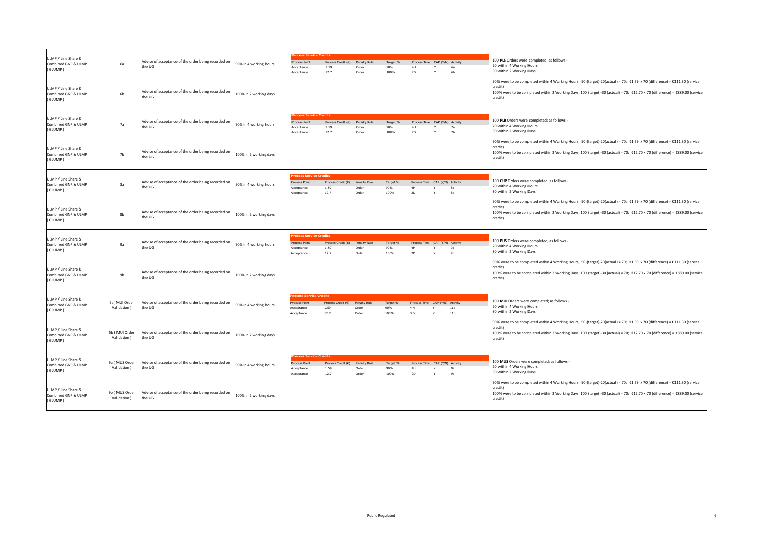| | | | | | |
|---|---|---|---|---|---|
| ULMP / Line Share & Combined GNP & ULMP ( GLUMP ) | 6a | Advise of acceptance of the order being recorded on the UG | 90% in 4 working hours | **Process Service Credits**<br>Process Point / Process Credit (€) / Penalty Rule / Target % / Process Time / CAP (Y/N) / Activity<br>Acceptance / 1.59 / Order / 90% / 4H / Y / 6a<br>Acceptance / 12.7 / Order / 100% / 2D / Y / 6b | 100 **PLS** Orders were completed; as follows -<br>20 within 4 Working Hours<br>30 within 2 Working Days<br><br>90% were to be completed within 4 Working Hours; 90 (target)-20(actual) = 70; €1.59 x 70 (difference) = €111.30 (service credit)<br>100% were to be completed within 2 Working Days; 100 (target)-30 (actual) = 70; €12.70 x 70 (difference) = €889.00 (service credit) |
| ULMP / Line Share & Combined GNP & ULMP ( GLUMP ) | 6b | Advise of acceptance of the order being recorded on the UG | 100% in 2 working days | | |
| ULMP / Line Share & Combined GNP & ULMP ( GLUMP ) | 7a | Advise of acceptance of the order being recorded on the UG | 90% in 4 working hours | **Process Service Credits**<br>Process Point / Process Credit (€) / Penalty Rule / Target % / Process Time / CAP (Y/N) / Activity<br>Acceptance / 1.59 / Order / 90% / 4H / Y / 7a<br>Acceptance / 12.7 / Order / 100% / 2D / Y / 7b | 100 **PLB** Orders were completed; as follows -<br>20 within 4 Working Hours<br>30 within 2 Working Days<br><br>90% were to be completed within 4 Working Hours; 90 (target)-20(actual) = 70; €1.59 x 70 (difference) = €111.30 (service credit)<br>100% were to be completed within 2 Working Days; 100 (target)-30 (actual) = 70; €12.70 x 70 (difference) = €889.00 (service credit) |
| ULMP / Line Share & Combined GNP & ULMP ( GLUMP ) | 7b | Advise of acceptance of the order being recorded on the UG | 100% in 2 working days | | |
| ULMP / Line Share & Combined GNP & ULMP ( GLUMP ) | 8a | Advise of acceptance of the order being recorded on the UG | 90% in 4 working hours | **Process Service Credits**<br>Process Point / Process Credit (€) / Penalty Rule / Target % / Process Time / CAP (Y/N) / Activity<br>Acceptance / 1.59 / Order / 90% / 4H / Y / 8a<br>Acceptance / 12.7 / Order / 100% / 2D / Y / 8b | 100 **CHP** Orders were completed; as follows -<br>20 within 4 Working Hours<br>30 within 2 Working Days<br><br>90% were to be completed within 4 Working Hours; 90 (target)-20(actual) = 70; €1.59 x 70 (difference) = €111.30 (service credit)<br>100% were to be completed within 2 Working Days; 100 (target)-30 (actual) = 70; €12.70 x 70 (difference) = €889.00 (service credit) |
| ULMP / Line Share & Combined GNP & ULMP ( GLUMP ) | 8b | Advise of acceptance of the order being recorded on the UG | 100% in 2 working days | | |
| ULMP / Line Share & Combined GNP & ULMP ( GLUMP ) | 9a | Advise of acceptance of the order being recorded on the UG | 90% in 4 working hours | **Process Service Credits**<br>Process Point / Process Credit (€) / Penalty Rule / Target % / Process Time / CAP (Y/N) / Activity<br>Acceptance / 1.59 / Order / 90% / 4H / Y / 9a<br>Acceptance / 12.7 / Order / 100% / 2D / Y / 9b | 100 **PUS** Orders were completed; as follows -<br>20 within 4 Working Hours<br>30 within 2 Working Days<br><br>90% were to be completed within 4 Working Hours; 90 (target)-20(actual) = 70; €1.59 x 70 (difference) = €111.30 (service credit)<br>100% were to be completed within 2 Working Days; 100 (target)-30 (actual) = 70; €12.70 x 70 (difference) = €889.00 (service credit) |
| ULMP / Line Share & Combined GNP & ULMP ( GLUMP ) | 9b | Advise of acceptance of the order being recorded on the UG | 100% in 2 working days | | |
| ULMP / Line Share & Combined GNP & ULMP ( GLUMP ) | 5a( MUI Order Validation ) | Advise of acceptance of the order being recorded on the UG | 90% in 4 working hours | **Process Service Credits**<br>Process Point / Process Credit (€) / Penalty Rule / Target % / Process Time / CAP (Y/N) / Activity<br>Acceptance / 1.59 / Order / 90% / 4H / Y / 11a<br>Acceptance / 12.7 / Order / 100% / 2D / Y / 11b | 100 **MUI** Orders were completed; as follows -<br>20 within 4 Working Hours<br>30 within 2 Working Days<br><br>90% were to be completed within 4 Working Hours; 90 (target)-20(actual) = 70; €1.59 x 70 (difference) = €111.30 (service credit)<br>100% were to be completed within 2 Working Days; 100 (target)-30 (actual) = 70; €12.70 x 70 (difference) = €889.00 (service credit) |
| ULMP / Line Share & Combined GNP & ULMP ( GLUMP ) | 5b ( MUI Order Validation ) | Advise of acceptance of the order being recorded on the UG | 100% in 2 working days | | |
| ULMP / Line Share & Combined GNP & ULMP ( GLUMP ) | 9a ( MUS Order Validation ) | Advise of acceptance of the order being recorded on the UG | 90% in 4 working hours | **Process Service Credits**<br>Process Point / Process Credit (€) / Penalty Rule / Target % / Process Time / CAP (Y/N) / Activity<br>Acceptance / 1.59 / Order / 90% / 4H / Y / 9a<br>Acceptance / 12.7 / Order / 100% / 2D / Y / 9b | 100 **MUS** Orders were completed; as follows -<br>20 within 4 Working Hours<br>30 within 2 Working Days<br><br>90% were to be completed within 4 Working Hours; 90 (target)-20(actual) = 70; €1.59 x 70 (difference) = €111.30 (service credit)<br>100% were to be completed within 2 Working Days; 100 (target)-30 (actual) = 70; €12.70 x 70 (difference) = €889.00 (service credit) |
| ULMP / Line Share & Combined GNP & ULMP ( GLUMP ) | 9b ( MUS Order Validation ) | Advise of acceptance of the order being recorded on the UG | 100% in 2 working days | | |

Public Regulated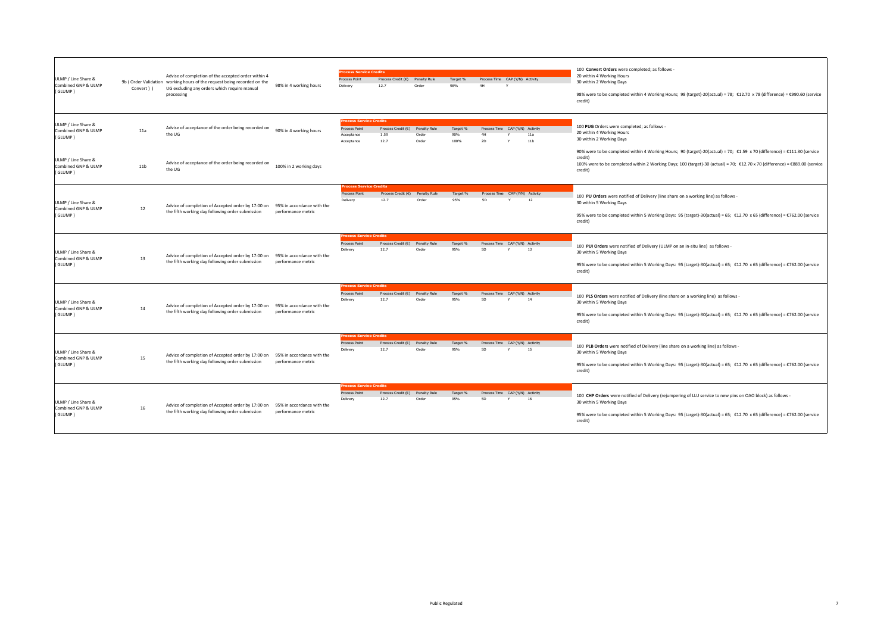| Product | Activity | Description | Target | Process Service Credits | Example |
|---|---|---|---|---|---|
| ULMP / Line Share & Combined GNP & ULMP ( GLUMP ) | 9b ( Order Validation Convert ) ) | Advise of completion of the accepted order within 4 working hours of the request being recorded on the UG excluding any orders which require manual processing | 98% in 4 working hours | **Process Service Credits**<br>Process Point: Delivery; Process Credit (€): 12.7; Penalty Rule: Order; Target %: 98%; Process Time: 4H; CAP (Y/N): Y; Activity: | 100 **Convert Orders** were completed; as follows -<br>20 within 4 Working Hours<br>30 within 2 Working Days<br><br>98% were to be completed within 4 Working Hours; 98 (target)-20(actual) = 78; €12.70 x 78 (difference) = €990.60 (service credit) |
| ULMP / Line Share & Combined GNP & ULMP ( GLUMP ) | 11a | Advise of acceptance of the order being recorded on the UG | 90% in 4 working hours | **Process Service Credits**<br>Process Point: Acceptance; Process Credit (€): 1.59; Penalty Rule: Order; Target %: 90%; Process Time: 4H; CAP (Y/N): Y; Activity: 11a<br>Process Point: Acceptance; Process Credit (€): 12.7; Penalty Rule: Order; Target %: 100%; Process Time: 2D; CAP (Y/N): Y; Activity: 11b | 100 **PUG** Orders were completed; as follows -<br>20 within 4 Working Hours<br>30 within 2 Working Days<br><br>90% were to be completed within 4 Working Hours; 90 (target)-20(actual) = 70; €1.59 x 70 (difference) = €111.30 (service credit)<br>100% were to be completed within 2 Working Days; 100 (target)-30 (actual) = 70; €12.70 x 70 (difference) = €889.00 (service credit) |
| ULMP / Line Share & Combined GNP & ULMP ( GLUMP ) | 11b | Advise of acceptance of the order being recorded on the UG | 100% in 2 working days | | |
| ULMP / Line Share & Combined GNP & ULMP ( GLUMP ) | 12 | Advice of completion of Accepted order by 17:00 on the fifth working day following order submission | 95% in accordance with the performance metric | **Process Service Credits**<br>Process Point: Delivery; Process Credit (€): 12.7; Penalty Rule: Order; Target %: 95%; Process Time: 5D; CAP (Y/N): Y; Activity: 12 | 100 **PU Orders** were notified of Delivery (line share on a working line) as follows -<br>30 within 5 Working Days<br><br>95% were to be completed within 5 Working Days: 95 (target)-30(actual) = 65; €12.70 x 65 (difference) = €762.00 (service credit) |
| ULMP / Line Share & Combined GNP & ULMP ( GLUMP ) | 13 | Advice of completion of Accepted order by 17:00 on the fifth working day following order submission | 95% in accordance with the performance metric | **Process Service Credits**<br>Process Point: Delivery; Process Credit (€): 12.7; Penalty Rule: Order; Target %: 95%; Process Time: 5D; CAP (Y/N): Y; Activity: 13 | 100 **PUI Orders** were notified of Delivery (ULMP on an in-situ line) as follows -<br>30 within 5 Working Days<br><br>95% were to be completed within 5 Working Days: 95 (target)-30(actual) = 65; €12.70 x 65 (difference) = €762.00 (service credit) |
| ULMP / Line Share & Combined GNP & ULMP ( GLUMP ) | 14 | Advice of completion of Accepted order by 17:00 on the fifth working day following order submission | 95% in accordance with the performance metric | **Process Service Credits**<br>Process Point: Delivery; Process Credit (€): 12.7; Penalty Rule: Order; Target %: 95%; Process Time: 5D; CAP (Y/N): Y; Activity: 14 | 100 **PLS Orders** were notified of Delivery (line share on a working line) as follows -<br>30 within 5 Working Days<br><br>95% were to be completed within 5 Working Days: 95 (target)-30(actual) = 65; €12.70 x 65 (difference) = €762.00 (service credit) |
| ULMP / Line Share & Combined GNP & ULMP ( GLUMP ) | 15 | Advice of completion of Accepted order by 17:00 on the fifth working day following order submission | 95% in accordance with the performance metric | **Process Service Credits**<br>Process Point: Delivery; Process Credit (€): 12.7; Penalty Rule: Order; Target %: 95%; Process Time: 5D; CAP (Y/N): Y; Activity: 15 | 100 **PLB Orders** were notified of Delivery (line share on a working line) as follows -<br>30 within 5 Working Days<br><br>95% were to be completed within 5 Working Days: 95 (target)-30(actual) = 65; €12.70 x 65 (difference) = €762.00 (service credit) |
| ULMP / Line Share & Combined GNP & ULMP ( GLUMP ) | 16 | Advice of completion of Accepted order by 17:00 on the fifth working day following order submission | 95% in accordance with the performance metric | **Process Service Credits**<br>Process Point: Delivery; Process Credit (€): 12.7; Penalty Rule: Order; Target %: 95%; Process Time: 5D; CAP (Y/N): Y; Activity: 16 | 100 **CHP Orders** were notified of Delivery (rejumpering of LLU service to new pins on OAO block) as follows -<br>30 within 5 Working Days<br><br>95% were to be completed within 5 Working Days: 95 (target)-30(actual) = 65; €12.70 x 65 (difference) = €762.00 (service credit) |

Public Regulated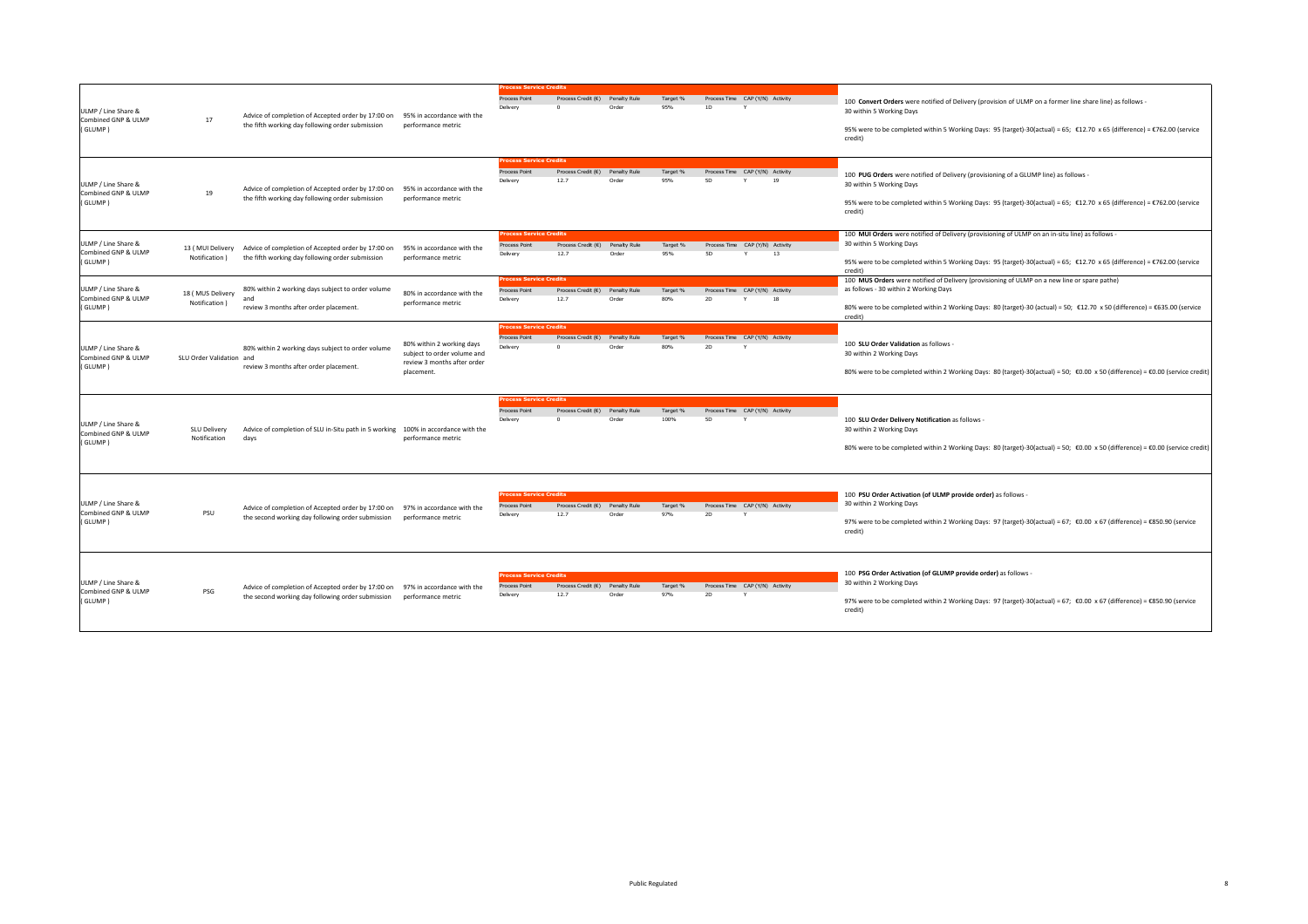| | | | | | |
|---|---|---|---|---|---|
| ULMP / Line Share & Combined GNP & ULMP ( GLUMP ) | 17 | Advice of completion of Accepted order by 17:00 on the fifth working day following order submission | 95% in accordance with the performance metric | **Process Service Credits**<br>Process Point: Delivery; Process Credit (€): 0; Penalty Rule: Order; Target %: 95%; Process Time: 1D; CAP (Y/N): Y; Activity: | 100 **Convert Orders** were notified of Delivery (provision of ULMP on a former line share line) as follows -<br>30 within 5 Working Days<br><br>95% were to be completed within 5 Working Days: 95 (target)-30(actual) = 65; €12.70 x 65 (difference) = €762.00 (service credit) |
| ULMP / Line Share & Combined GNP & ULMP ( GLUMP ) | 19 | Advice of completion of Accepted order by 17:00 on the fifth working day following order submission | 95% in accordance with the performance metric | **Process Service Credits**<br>Process Point: Delivery; Process Credit (€): 12.7; Penalty Rule: Order; Target %: 95%; Process Time: 5D; CAP (Y/N): Y; Activity: 19 | 100 **PUG Orders** were notified of Delivery (provisioning of a GLUMP line) as follows -<br>30 within 5 Working Days<br><br>95% were to be completed within 5 Working Days: 95 (target)-30(actual) = 65; €12.70 x 65 (difference) = €762.00 (service credit) |
| ULMP / Line Share & Combined GNP & ULMP ( GLUMP ) | 13 ( MUI Delivery Notification ) | Advice of completion of Accepted order by 17:00 on the fifth working day following order submission | 95% in accordance with the performance metric | **Process Service Credits**<br>Process Point: Delivery; Process Credit (€): 12.7; Penalty Rule: Order; Target %: 95%; Process Time: 5D; CAP (Y/N): Y; Activity: 13 | 100 **MUI Orders** were notified of Delivery (provisioning of ULMP on an in-situ line) as follows -<br>30 within 5 Working Days<br><br>95% were to be completed within 5 Working Days: 95 (target)-30(actual) = 65; €12.70 x 65 (difference) = €762.00 (service credit) |
| ULMP / Line Share & Combined GNP & ULMP ( GLUMP ) | 18 ( MUS Delivery Notification ) | 80% within 2 working days subject to order volume and review 3 months after order placement. | 80% in accordance with the performance metric | **Process Service Credits**<br>Process Point: Delivery; Process Credit (€): 12.7; Penalty Rule: Order; Target %: 80%; Process Time: 2D; CAP (Y/N): Y; Activity: 18 | 100 **MUS Orders** were notified of Delivery (provisioning of ULMP on a new line or spare pathe) as follows - 30 within 2 Working Days<br><br>80% were to be completed within 2 Working Days: 80 (target)-30 (actual) = 50; €12.70 x 50 (difference) = €635.00 (service credit) |
| ULMP / Line Share & Combined GNP & ULMP ( GLUMP ) | SLU Order Validation | 80% within 2 working days subject to order volume and review 3 months after order placement. | 80% within 2 working days subject to order volume and review 3 months after order placement. | **Process Service Credits**<br>Process Point: Delivery; Process Credit (€): 0; Penalty Rule: Order; Target %: 80%; Process Time: 2D; CAP (Y/N): Y; Activity: | 100 **SLU Order Validation** as follows -<br>30 within 2 Working Days<br><br>80% were to be completed within 2 Working Days: 80 (target)-30(actual) = 50; €0.00 x 50 (difference) = €0.00 (service credit) |
| ULMP / Line Share & Combined GNP & ULMP ( GLUMP ) | SLU Delivery Notification | Advice of completion of SLU in-Situ path in 5 working days | 100% in accordance with the performance metric | **Process Service Credits**<br>Process Point: Delivery; Process Credit (€): 0; Penalty Rule: Order; Target %: 100%; Process Time: 5D; CAP (Y/N): Y; Activity: | 100 **SLU Order Delivery Notification** as follows -<br>30 within 2 Working Days<br><br>80% were to be completed within 2 Working Days: 80 (target)-30(actual) = 50; €0.00 x 50 (difference) = €0.00 (service credit) |
| ULMP / Line Share & Combined GNP & ULMP ( GLUMP ) | PSU | Advice of completion of Accepted order by 17:00 on the second working day following order submission | 97% in accordance with the performance metric | **Process Service Credits**<br>Process Point: Delivery; Process Credit (€): 12.7; Penalty Rule: Order; Target %: 97%; Process Time: 2D; CAP (Y/N): Y; Activity: | 100 **PSU Order Activation (of ULMP provide order)** as follows -<br>30 within 2 Working Days<br><br>97% were to be completed within 2 Working Days: 97 (target)-30(actual) = 67; €0.00 x 67 (difference) = €850.90 (service credit) |
| ULMP / Line Share & Combined GNP & ULMP ( GLUMP ) | PSG | Advice of completion of Accepted order by 17:00 on the second working day following order submission | 97% in accordance with the performance metric | **Process Service Credits**<br>Process Point: Delivery; Process Credit (€): 12.7; Penalty Rule: Order; Target %: 97%; Process Time: 2D; CAP (Y/N): Y; Activity: | 100 **PSG Order Activation (of GLUMP provide order)** as follows -<br>30 within 2 Working Days<br><br>97% were to be completed within 2 Working Days: 97 (target)-30(actual) = 67; €0.00 x 67 (difference) = €850.90 (service credit) |

Public Regulated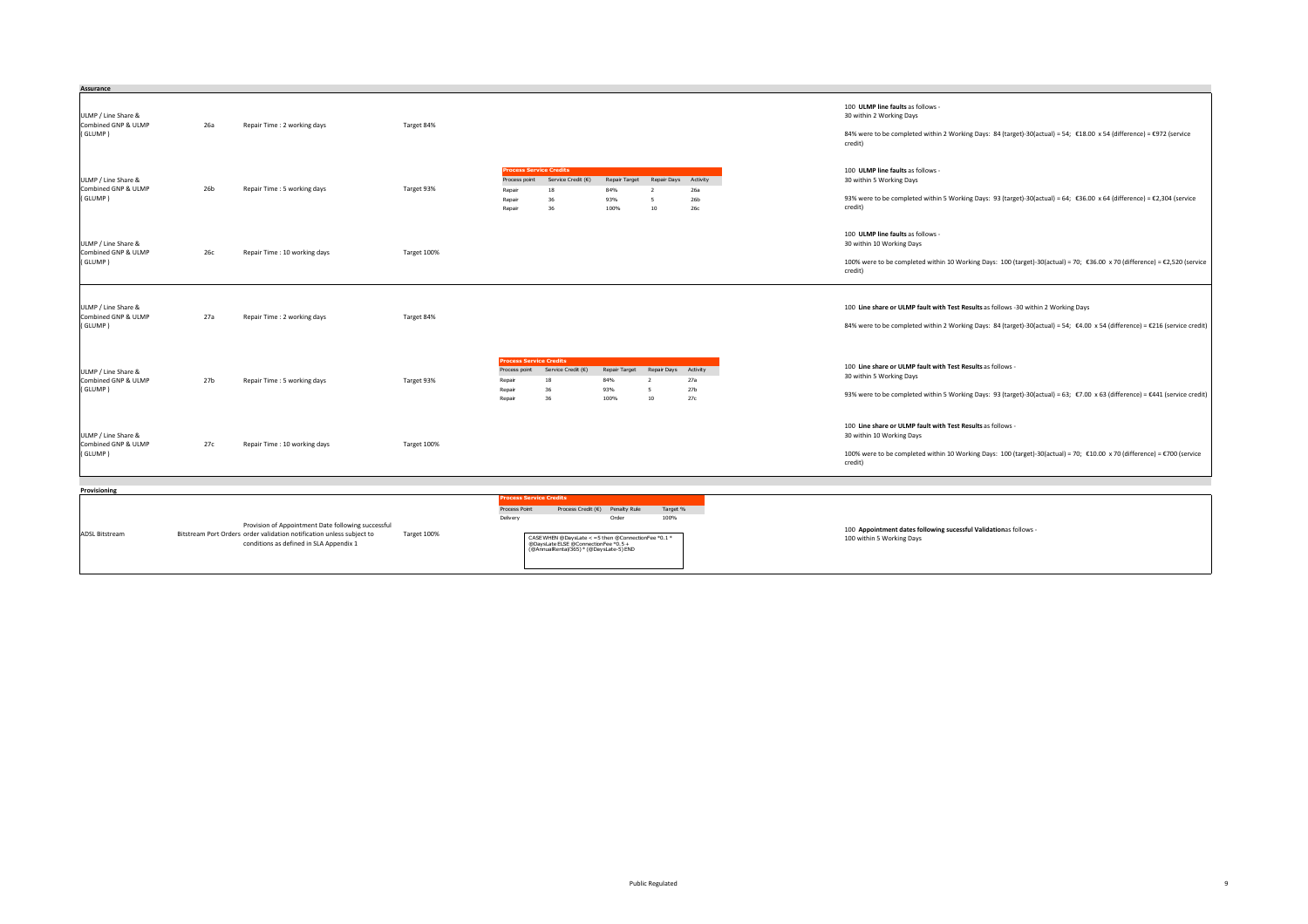## Assurance

| Product | Ref | Description | Target | Process Service Credits | Example |
|---|---|---|---|---|---|
| ULMP / Line Share & Combined GNP & ULMP ( GLUMP ) | 26a | Repair Time : 2 working days | Target 84% | | 100 **ULMP line faults** as follows - 30 within 2 Working Days<br><br>84% were to be completed within 2 Working Days: 84 (target)-30(actual) = 54; €18.00 x 54 (difference) = €972 (service credit) |
| ULMP / Line Share & Combined GNP & ULMP ( GLUMP ) | 26b | Repair Time : 5 working days | Target 93% | See Process Service Credits table (26a–26c) below | 100 **ULMP line faults** as follows - 30 within 5 Working Days<br><br>93% were to be completed within 5 Working Days: 93 (target)-30(actual) = 64; €36.00 x 64 (difference) = €2,304 (service credit) |
| ULMP / Line Share & Combined GNP & ULMP ( GLUMP ) | 26c | Repair Time : 10 working days | Target 100% | | 100 **ULMP line faults** as follows - 30 within 10 Working Days<br><br>100% were to be completed within 10 Working Days: 100 (target)-30(actual) = 70; €36.00 x 70 (difference) = €2,520 (service credit) |
| ULMP / Line Share & Combined GNP & ULMP ( GLUMP ) | 27a | Repair Time : 2 working days | Target 84% | | 100 **Line share or ULMP fault with Test Results** as follows -30 within 2 Working Days<br><br>84% were to be completed within 2 Working Days: 84 (target)-30(actual) = 54; €4.00 x 54 (difference) = €216 (service credit) |
| ULMP / Line Share & Combined GNP & ULMP ( GLUMP ) | 27b | Repair Time : 5 working days | Target 93% | See Process Service Credits table (27a–27c) below | 100 **Line share or ULMP fault with Test Results** as follows - 30 within 5 Working Days<br><br>93% were to be completed within 5 Working Days: 93 (target)-30(actual) = 63; €7.00 x 63 (difference) = €441 (service credit) |
| ULMP / Line Share & Combined GNP & ULMP ( GLUMP ) | 27c | Repair Time : 10 working days | Target 100% | | 100 **Line share or ULMP fault with Test Results** as follows - 30 within 10 Working Days<br><br>100% were to be completed within 10 Working Days: 100 (target)-30(actual) = 70; €10.00 x 70 (difference) = €700 (service credit) |

**Process Service Credits (26a–26c)**

| Process point | Service Credit (€) | Repair Target | Repair Days | Activity |
|---|---|---|---|---|
| Repair | 18 | 84% | 2 | 26a |
| Repair | 36 | 93% | 5 | 26b |
| Repair | 36 | 100% | 10 | 26c |

**Process Service Credits (27a–27c)**

| Process point | Service Credit (€) | Repair Target | Repair Days | Activity |
|---|---|---|---|---|
| Repair | 18 | 84% | 2 | 27a |
| Repair | 36 | 93% | 5 | 27b |
| Repair | 36 | 100% | 10 | 27c |

## Provisioning

| Product | Description | Target | Example |
|---|---|---|---|
| ADSL Bitstream | Provision of Appointment Date following successful Bitstream Port Orders order validation notification unless subject to conditions as defined in SLA Appendix 1 | Target 100% | 100 **Appointment dates following sucessful Validation**as follows - 100 within 5 Working Days |

**Process Service Credits**

| Process Point | Process Credit (€) | Penalty Rule | Target % |
|---|---|---|---|
| Delivery | | Order | 100% |

```
CASE WHEN @DaysLate < =5 then @ConnectionFee *0.1 *
@DaysLate ELSE @ConnectionFee *0.5 +
(@AnnualRental/365) * (@DaysLate-5) END
```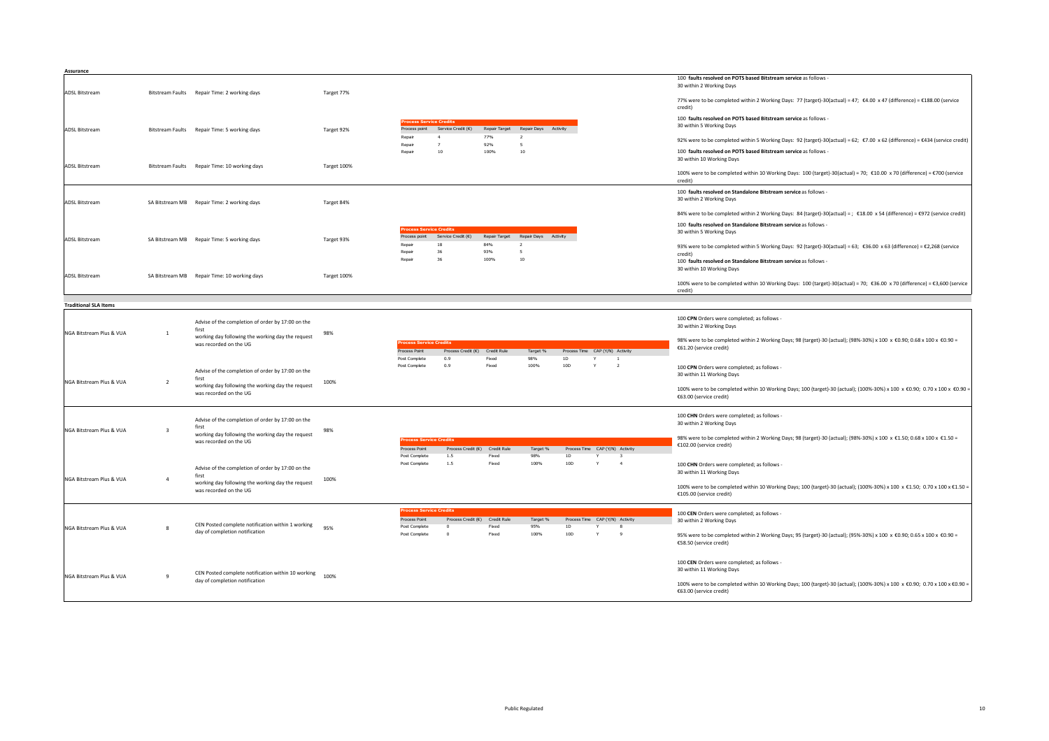**Assurance**

| Product | Fault Type | Measure | Target | Process Service Credits | Example |
|---|---|---|---|---|---|
| ADSL Bitstream | Bitstream Faults | Repair Time: 2 working days | Target 77% | | 100 **faults resolved on POTS based Bitstream service** as follows - 30 within 2 Working Days<br><br>77% were to be completed within 2 Working Days: 77 (target)-30(actual) = 47; €4.00 x 47 (difference) = €188.00 (service credit) |
| ADSL Bitstream | Bitstream Faults | Repair Time: 5 working days | Target 92% | **Process Service Credits**<br>Process point / Service Credit (€) / Repair Target / Repair Days / Activity<br>Repair / 4 / 77% / 2<br>Repair / 7 / 92% / 5<br>Repair / 10 / 100% / 10 | 100 **faults resolved on POTS based Bitstream service** as follows - 30 within 5 Working Days<br><br>92% were to be completed within 5 Working Days: 92 (target)-30(actual) = 62; €7.00 x 62 (difference) = €434 (service credit) |
| ADSL Bitstream | Bitstream Faults | Repair Time: 10 working days | Target 100% | | 100 **faults resolved on POTS based Bitstream service** as follows - 30 within 10 Working Days<br><br>100% were to be completed within 10 Working Days: 100 (target)-30(actual) = 70; €10.00 x 70 (difference) = €700 (service credit) |
| ADSL Bitstream | SA Bitstream MB | Repair Time: 2 working days | Target 84% | | 100 **faults resolved on Standalone Bitstream service** as follows - 30 within 2 Working Days<br><br>84% were to be completed within 2 Working Days: 84 (target)-30(actual) = ; €18.00 x 54 (difference) = €972 (service credit) |
| ADSL Bitstream | SA Bitstream MB | Repair Time: 5 working days | Target 93% | **Process Service Credits**<br>Process point / Service Credit (€) / Repair Target / Repair Days / Activity<br>Repair / 18 / 84% / 2<br>Repair / 36 / 93% / 5<br>Repair / 36 / 100% / 10 | 100 **faults resolved on Standalone Bitstream service** as follows - 30 within 5 Working Days<br><br>93% were to be completed within 5 Working Days: 92 (target)-30(actual) = 63; €36.00 x 63 (difference) = €2,268 (service credit) |
| ADSL Bitstream | SA Bitstream MB | Repair Time: 10 working days | Target 100% | | 100 **faults resolved on Standalone Bitstream service** as follows - 30 within 10 Working Days<br><br>100% were to be completed within 10 Working Days: 100 (target)-30(actual) = 70; €36.00 x 70 (difference) = €3,600 (service credit) |

**Traditional SLA Items**

| Product | Item | Measure | Target | Process Service Credits | Example |
|---|---|---|---|---|---|
| NGA Bitstream Plus & VUA | 1 | Advise of the completion of order by 17:00 on the first working day following the working day the request was recorded on the UG | 98% | **Process Service Credits**<br>Process Point / Process Credit (€) / Credit Rule / Target % / Process Time / CAP (Y/N) / Activity<br>Post Complete / 0.9 / Fixed / 98% / 1D / Y / 1<br>Post Complete / 0.9 / Fixed / 100% / 10D / Y / 2 | 100 **CPN** Orders were completed; as follows - 30 within 2 Working Days<br><br>98% were to be completed within 2 Working Days; 98 (target)-30 (actual); (98%-30%) x 100 x €0.90; 0.68 x 100 x €0.90 = €61.20 (service credit) |
| NGA Bitstream Plus & VUA | 2 | Advise of the completion of order by 17:00 on the first working day following the working day the request was recorded on the UG | 100% | | 100 **CPN** Orders were completed; as follows - 30 within 11 Working Days<br><br>100% were to be completed within 10 Working Days; 100 (target)-30 (actual); (100%-30%) x 100 x €0.90; 0.70 x 100 x €0.90 = €63.00 (service credit) |
| NGA Bitstream Plus & VUA | 3 | Advise of the completion of order by 17:00 on the first working day following the working day the request was recorded on the UG | 98% | **Process Service Credits**<br>Process Point / Process Credit (€) / Credit Rule / Target % / Process Time / CAP (Y/N) / Activity<br>Post Complete / 1.5 / Fixed / 98% / 1D / Y / 3<br>Post Complete / 1.5 / Fixed / 100% / 10D / Y / 4 | 100 **CHN** Orders were completed; as follows - 30 within 2 Working Days<br><br>98% were to be completed within 2 Working Days; 98 (target)-30 (actual); (98%-30%) x 100 x €1.50; 0.68 x 100 x €1.50 = €102.00 (service credit) |
| NGA Bitstream Plus & VUA | 4 | Advise of the completion of order by 17:00 on the first working day following the working day the request was recorded on the UG | 100% | | 100 **CHN** Orders were completed; as follows - 30 within 11 Working Days<br><br>100% were to be completed within 10 Working Days; 100 (target)-30 (actual); (100%-30%) x 100 x €1.50; 0.70 x 100 x €1.50 = €105.00 (service credit) |
| NGA Bitstream Plus & VUA | 8 | CEN Posted complete notification within 1 working day of completion notification | 95% | **Process Service Credits**<br>Process Point / Process Credit (€) / Credit Rule / Target % / Process Time / CAP (Y/N) / Activity<br>Post Complete / 0 / Fixed / 95% / 1D / Y / 8<br>Post Complete / 0 / Fixed / 100% / 10D / Y / 9 | 100 **CEN** Orders were completed; as follows - 30 within 2 Working Days<br><br>95% were to be completed within 2 Working Days; 95 (target)-30 (actual); (95%-30%) x 100 x €0.90; 0.65 x 100 x €0.90 = €58.50 (service credit) |
| NGA Bitstream Plus & VUA | 9 | CEN Posted complete notification within 10 working day of completion notification | 100% | | 100 **CEN** Orders were completed; as follows - 30 within 11 Working Days<br><br>100% were to be completed within 10 Working Days; 100 (target)-30 (actual); (100%-30%) x 100 x €0.90; 0.70 x 100 x €0.90 = €63.00 (service credit) |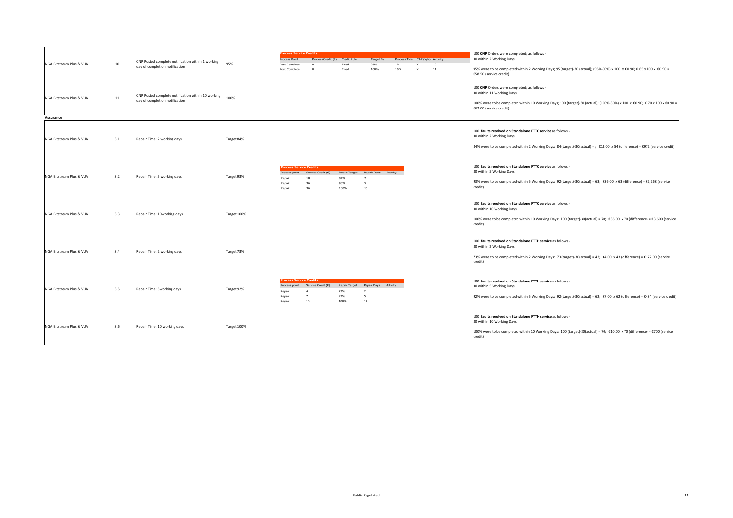| | | | | | |
|---|---|---|---|---|---|
| NGA Bitstream Plus & VUA | 10 | CNP Posted complete notification within 1 working day of completion notification | 95% | **Process Service Credits**<br>Process Point \| Process Credit (€) \| Credit Rule \| Target % \| Process Time \| CAP (Y/N) \| Activity<br>Post Complete \| 0 \| Fixed \| 95% \| 1D \| Y \| 10<br>Post Complete \| 0 \| Fixed \| 100% \| 10D \| Y \| 11 | 100 **CNP** Orders were completed; as follows -<br>30 within 2 Working Days<br><br>95% were to be completed within 2 Working Days; 95 (target)-30 (actual); (95%-30%) x 100 x €0.90; 0.65 x 100 x €0.90 = €58.50 (service credit) |
| NGA Bitstream Plus & VUA | 11 | CNP Posted complete notification within 10 working day of completion notification | 100% | | 100 **CNP** Orders were completed; as follows -<br>30 within 11 Working Days<br><br>100% were to be completed within 10 Working Days; 100 (target)-30 (actual); (100%-30%) x 100 x €0.90; 0.70 x 100 x €0.90 = €63.00 (service credit) |

**Assurance**

| | | | | | |
|---|---|---|---|---|---|
| NGA Bitstream Plus & VUA | 3.1 | Repair Time: 2 working days | Target 84% | | 100 **faults resolved on Standalone FTTC service** as follows -<br>30 within 2 Working Days<br><br>84% were to be completed within 2 Working Days: 84 (target)-30(actual) = ; €18.00 x 54 (difference) = €972 (service credit) |
| NGA Bitstream Plus & VUA | 3.2 | Repair Time: 5 working days | Target 93% | **Process Service Credits**<br>Process point \| Service Credit (€) \| Repair Target \| Repair Days \| Activity<br>Repair \| 18 \| 84% \| 2<br>Repair \| 36 \| 93% \| 5<br>Repair \| 36 \| 100% \| 10 | 100 **faults resolved on Standalone FTTC service** as follows -<br>30 within 5 Working Days<br><br>93% were to be completed within 5 Working Days: 92 (target)-30(actual) = 63; €36.00 x 63 (difference) = €2,268 (service credit) |
| NGA Bitstream Plus & VUA | 3.3 | Repair Time: 10working days | Target 100% | | 100 **faults resolved on Standalone FTTC service** as follows -<br>30 within 10 Working Days<br><br>100% were to be completed within 10 Working Days: 100 (target)-30(actual) = 70; €36.00 x 70 (difference) = €3,600 (service credit) |
| NGA Bitstream Plus & VUA | 3.4 | Repair Time: 2 working days | Target 73% | | 100 **faults resolved on Standalone FTTH service** as follows -<br>30 within 2 Working Days<br><br>73% were to be completed within 2 Working Days: 73 (target)-30(actual) = 43; €4.00 x 43 (difference) = €172.00 (service credit) |
| NGA Bitstream Plus & VUA | 3.5 | Repair Time: 5working days | Target 92% | **Process Service Credits**<br>Process point \| Service Credit (€) \| Repair Target \| Repair Days \| Activity<br>Repair \| 4 \| 73% \| 2<br>Repair \| 7 \| 92% \| 5<br>Repair \| 10 \| 100% \| 10 | 100 **faults resolved on Standalone FTTH service** as follows -<br>30 within 5 Working Days<br><br>92% were to be completed within 5 Working Days: 92 (target)-30(actual) = 62; €7.00 x 62 (difference) = €434 (service credit) |
| NGA Bitstream Plus & VUA | 3.6 | Repair Time: 10 working days | Target 100% | | 100 **faults resolved on Standalone FTTH service** as follows -<br>30 within 10 Working Days<br><br>100% were to be completed within 10 Working Days: 100 (target)-30(actual) = 70; €10.00 x 70 (difference) = €700 (service credit) |

Public Regulated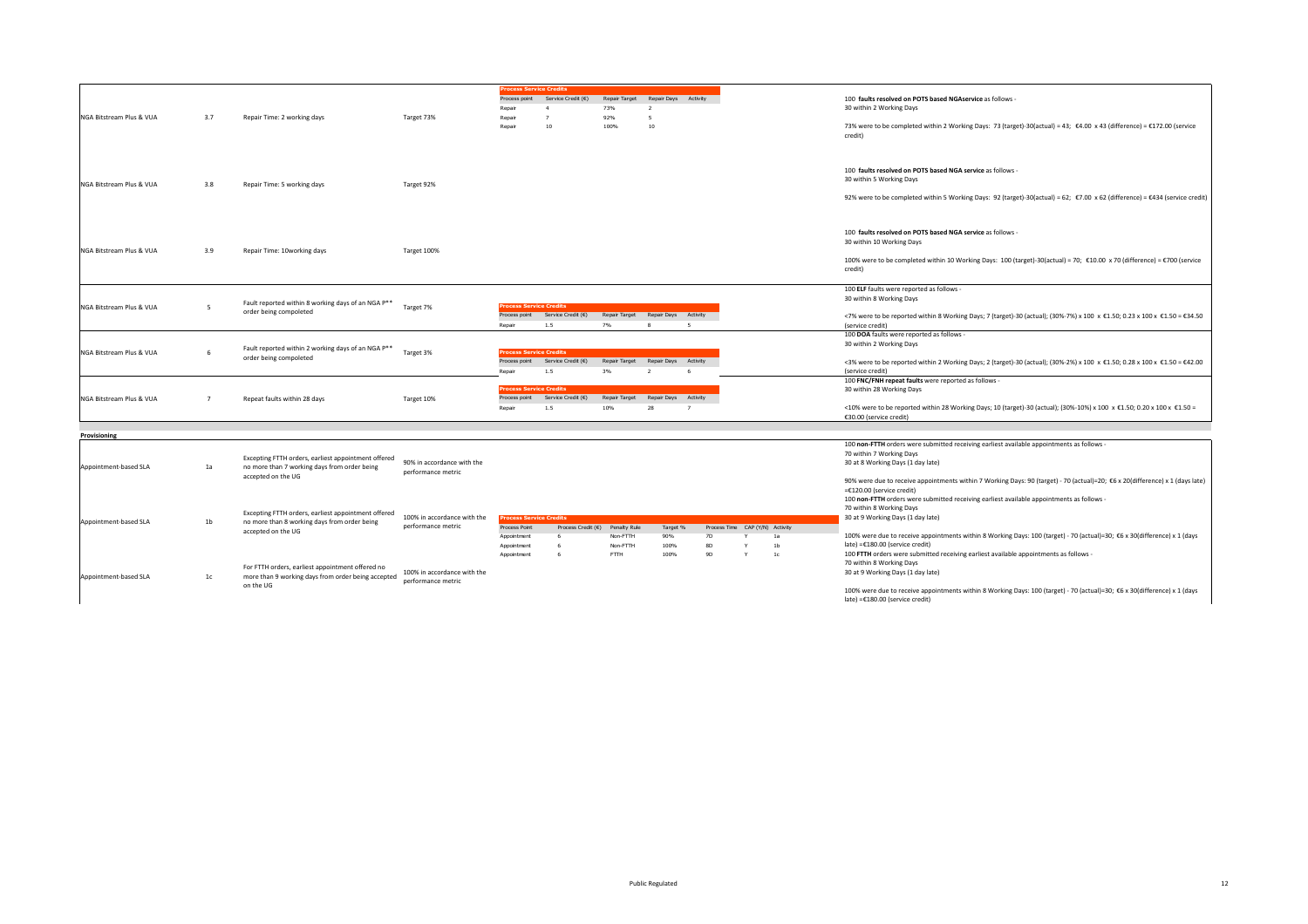| | | | | |
|---|---|---|---|---|
| NGA Bitstream Plus & VUA | 3.7 | Repair Time: 2 working days | Target 73% | **Process Service Credits**<br>Process point \| Service Credit (€) \| Repair Target \| Repair Days \| Activity<br>Repair \| 4 \| 73% \| 2 \|<br>Repair \| 7 \| 92% \| 5 \|<br>Repair \| 10 \| 100% \| 10 \| | 100 **faults resolved on POTS based NGAservice** as follows -<br>30 within 2 Working Days<br><br>73% were to be completed within 2 Working Days: 73 (target)-30(actual) = 43; €4.00 x 43 (difference) = €172.00 (service credit) |
| NGA Bitstream Plus & VUA | 3.8 | Repair Time: 5 working days | Target 92% | | 100 **faults resolved on POTS based NGA service** as follows -<br>30 within 5 Working Days<br><br>92% were to be completed within 5 Working Days: 92 (target)-30(actual) = 62; €7.00 x 62 (difference) = €434 (service credit) |
| NGA Bitstream Plus & VUA | 3.9 | Repair Time: 10working days | Target 100% | | 100 **faults resolved on POTS based NGA service** as follows -<br>30 within 10 Working Days<br><br>100% were to be completed within 10 Working Days: 100 (target)-30(actual) = 70; €10.00 x 70 (difference) = €700 (service credit) |
| NGA Bitstream Plus & VUA | 5 | Fault reported within 8 working days of an NGA P** order being compoleted | Target 7% | **Process Service Credits**<br>Process point \| Service Credit (€) \| Repair Target \| Repair Days \| Activity<br>Repair \| 1.5 \| 7% \| 8 \| 5 | 100 **ELF** faults were reported as follows -<br>30 within 8 Working Days<br><br><7% were to be reported within 8 Working Days; 7 (target)-30 (actual); (30%-7%) x 100 x €1.50; 0.23 x 100 x €1.50 = €34.50 (service credit) |
| NGA Bitstream Plus & VUA | 6 | Fault reported within 2 working days of an NGA P** order being compoleted | Target 3% | **Process Service Credits**<br>Process point \| Service Credit (€) \| Repair Target \| Repair Days \| Activity<br>Repair \| 1.5 \| 3% \| 2 \| 6 | 100 **DOA** faults were reported as follows -<br>30 within 2 Working Days<br><br><3% were to be reported within 2 Working Days; 2 (target)-30 (actual); (30%-2%) x 100 x €1.50; 0.28 x 100 x €1.50 = €42.00 (service credit) |
| NGA Bitstream Plus & VUA | 7 | Repeat faults within 28 days | Target 10% | **Process Service Credits**<br>Process point \| Service Credit (€) \| Repair Target \| Repair Days \| Activity<br>Repair \| 1.5 \| 10% \| 28 \| 7 | 100 **FNC/FNH repeat faults** were reported as follows -<br>30 within 28 Working Days<br><br><10% were to be reported within 28 Working Days; 10 (target)-30 (actual); (30%-10%) x 100 x €1.50; 0.20 x 100 x €1.50 = €30.00 (service credit) |

**Provisioning**

| | | | | |
|---|---|---|---|---|
| Appointment-based SLA | 1a | Excepting FTTH orders, earliest appointment offered no more than 7 working days from order being accepted on the UG | 90% in accordance with the performance metric | | 100 **non-FTTH** orders were submitted receiving earliest available appointments as follows -<br>70 within 7 Working Days<br>30 at 8 Working Days (1 day late)<br><br>90% were due to receive appointments within 7 Working Days: 90 (target) - 70 (actual)=20; €6 x 20(difference) x 1 (days late) =€120.00 (service credit) |
| Appointment-based SLA | 1b | Excepting FTTH orders, earliest appointment offered no more than 8 working days from order being accepted on the UG | 100% in accordance with the performance metric | **Process Service Credits**<br>Process Point \| Process Credit (€) \| Penalty Rule \| Target % \| Process Time \| CAP (Y/N) \| Activity<br>Appointment \| 6 \| Non-FTTH \| 90% \| 7D \| Y \| 1a<br>Appointment \| 6 \| Non-FTTH \| 100% \| 8D \| Y \| 1b<br>Appointment \| 6 \| FTTH \| 100% \| 9D \| Y \| 1c | 100 **non-FTTH** orders were submitted receiving earliest available appointments as follows -<br>70 within 8 Working Days<br>30 at 9 Working Days (1 day late)<br><br>100% were due to receive appointments within 8 Working Days: 100 (target) - 70 (actual)=30; €6 x 30(difference) x 1 (days late) =€180.00 (service credit) |
| Appointment-based SLA | 1c | For FTTH orders, earliest appointment offered no more than 9 working days from order being accepted on the UG | 100% in accordance with the performance metric | | 100 **FTTH** orders were submitted receiving earliest available appointments as follows -<br>70 within 8 Working Days<br>30 at 9 Working Days (1 day late)<br><br>100% were due to receive appointments within 8 Working Days: 100 (target) - 70 (actual)=30; €6 x 30(difference) x 1 (days late) =€180.00 (service credit) |

Public Regulated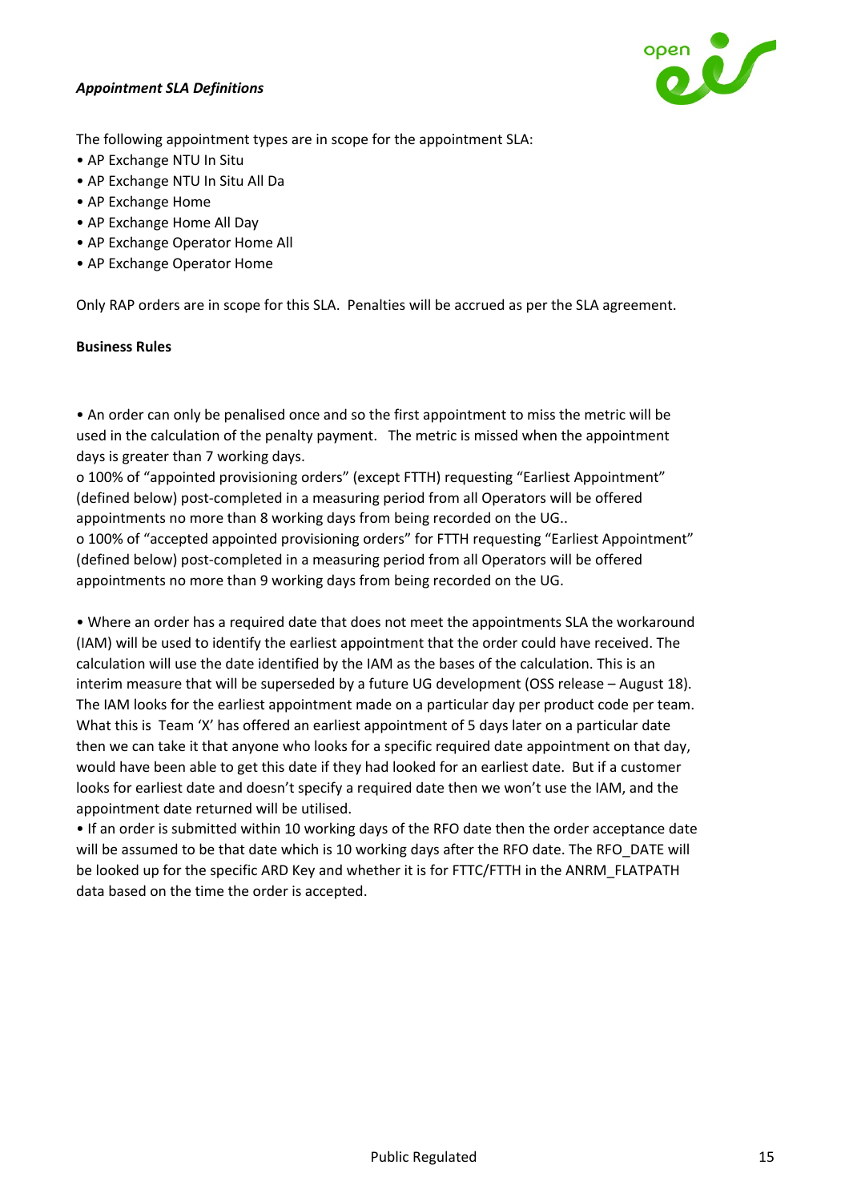***Appointment SLA Definitions***

The following appointment types are in scope for the appointment SLA:

- AP Exchange NTU In Situ
- AP Exchange NTU In Situ All Da
- AP Exchange Home
- AP Exchange Home All Day
- AP Exchange Operator Home All
- AP Exchange Operator Home

Only RAP orders are in scope for this SLA. Penalties will be accrued as per the SLA agreement.

**Business Rules**

- An order can only be penalised once and so the first appointment to miss the metric will be used in the calculation of the penalty payment. The metric is missed when the appointment days is greater than 7 working days.
  - 100% of "appointed provisioning orders" (except FTTH) requesting "Earliest Appointment" (defined below) post-completed in a measuring period from all Operators will be offered appointments no more than 8 working days from being recorded on the UG..
  - 100% of "accepted appointed provisioning orders" for FTTH requesting "Earliest Appointment" (defined below) post-completed in a measuring period from all Operators will be offered appointments no more than 9 working days from being recorded on the UG.

- Where an order has a required date that does not meet the appointments SLA the workaround (IAM) will be used to identify the earliest appointment that the order could have received. The calculation will use the date identified by the IAM as the bases of the calculation. This is an interim measure that will be superseded by a future UG development (OSS release – August 18). The IAM looks for the earliest appointment made on a particular day per product code per team. What this is Team 'X' has offered an earliest appointment of 5 days later on a particular date then we can take it that anyone who looks for a specific required date appointment on that day, would have been able to get this date if they had looked for an earliest date. But if a customer looks for earliest date and doesn't specify a required date then we won't use the IAM, and the appointment date returned will be utilised.
- If an order is submitted within 10 working days of the RFO date then the order acceptance date will be assumed to be that date which is 10 working days after the RFO date. The RFO_DATE will be looked up for the specific ARD Key and whether it is for FTTC/FTTH in the ANRM_FLATPATH data based on the time the order is accepted.